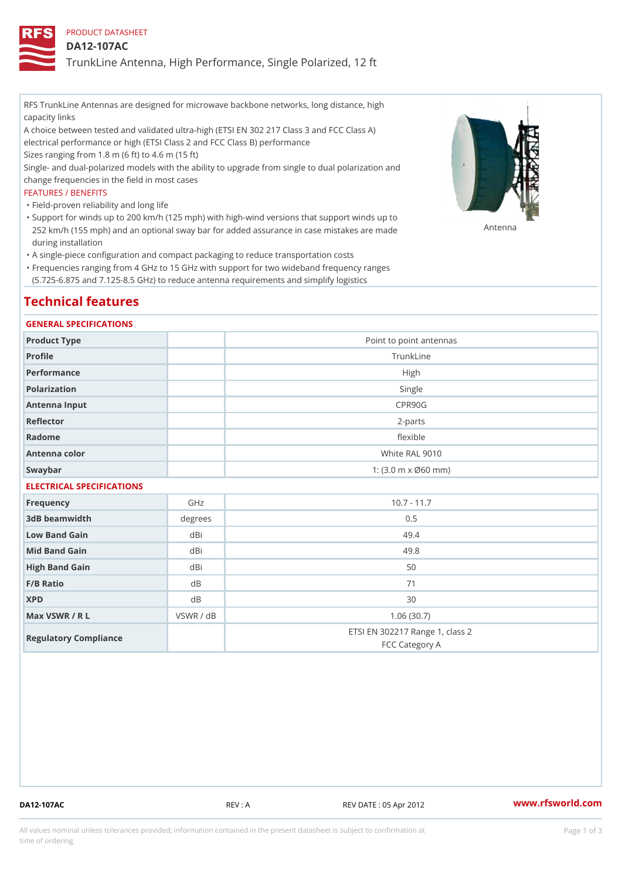PRODUCT DATASHEET

# DA12-107AC

## TrunkLine Antenna, High Performance, Single Polarized, 12 ft

RFS TrunkLine Antennas are designed for microwave backbone networks, long distance, high capacity links

A choice between tested and validated ultra-high (ETSI EN 302 217 Class 3 and FCC Class A) electrical performance or high (ETSI Class 2 and FCC Class B) performance

Sizes ranging from 1.8 m (6 ft) to 4.6 m (15 ft)

Single- and dual-polarized models with the ability to upgrade from single to dual polarization and change frequencies in the field in most cases

FEATURES / BENEFITS

- Field-proven reliability and long life
- Support for winds up to 200 km/h (125 mph) with high-wind versions that support winds up to 252 km/h (155 mph) and an optional sway bar for added assurance in case mistakes are made during installation
- A single-piece configuration and compact packaging to reduce transportation costs
- Frequencies ranging from 4 GHz to 15 GHz with support for two wideband frequency ranges (5.725-6.875 and 7.125-8.5 GHz) to reduce antenna requirements and simplify logistics

Antenna

## Technical features

### GENERAL SPECIFICATIONS

| | | |
|---|---|---|
| Product Type | | Point to point antennas |
| Profile | | TrunkLine |
| Performance | | High |
| Polarization | | Single |
| Antenna Input | | CPR90G |
| Reflector | | 2-parts |
| Radome | | flexible |
| Antenna color | | White RAL 9010 |
| Swaybar | | 1: (3.0 m x Ø60 mm) |

### ELECTRICAL SPECIFICATIONS

| | | |
|---|---|---|
| Frequency | GHz | 10.7 - 11.7 |
| 3dB beamwidth | degrees | 0.5 |
| Low Band Gain | dBi | 49.4 |
| Mid Band Gain | dBi | 49.8 |
| High Band Gain | dBi | 50 |
| F/B Ratio | dB | 71 |
| XPD | dB | 30 |
| Max VSWR / R L | VSWR / dB | 1.06 (30.7) |
| Regulatory Compliance | | ETSI EN 302217 Range 1, class 2<br>FCC Category A |

DA12-107AC REV : A REV DATE : 05 Apr 2012 www.rfsworld.com

All values nominal unless tolerances provided; information contained in the present datasheet is subject to confirmation at time of ordering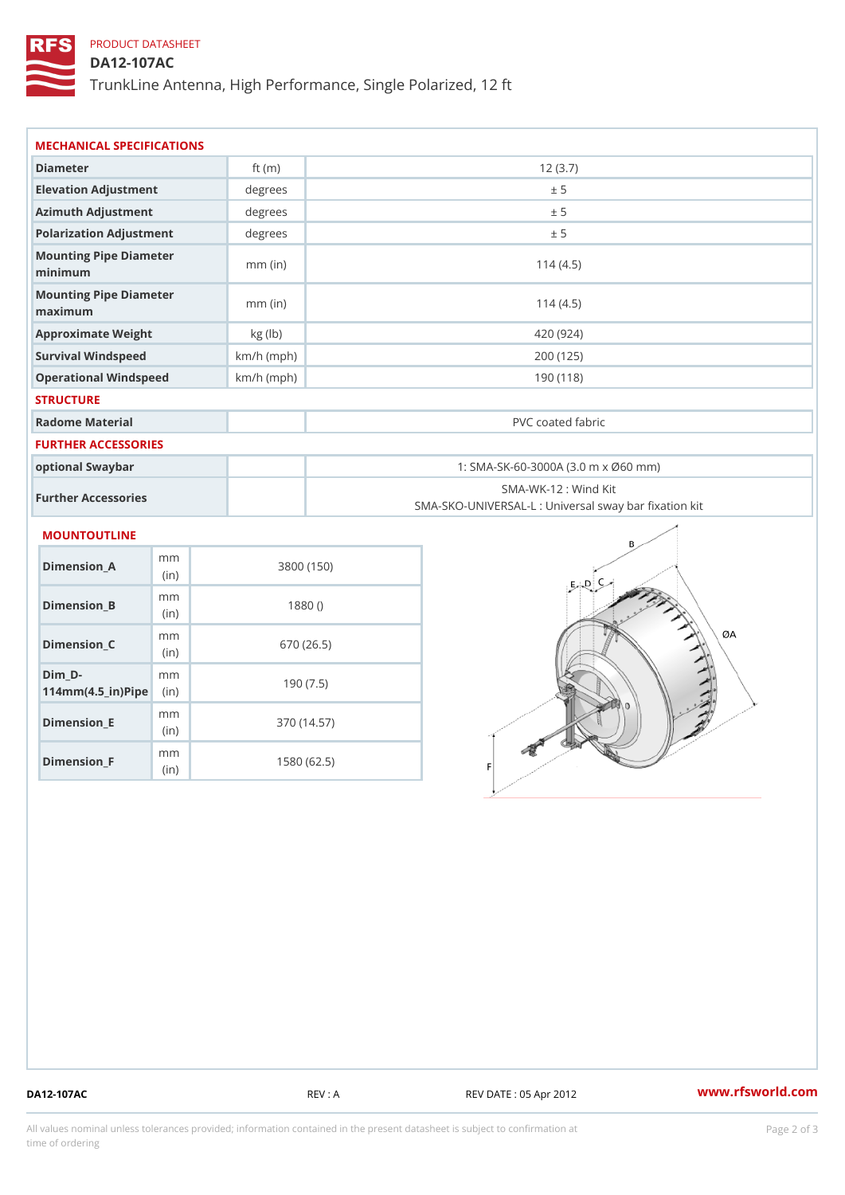PRODUCT DATASHEET

# DA12-107AC

TrunkLine Antenna, High Performance, Single Polarized, 12 ft

## MECHANICAL SPECIFICATIONS

| | | |
|---|---|---|
| Diameter | ft (m) | 12 (3.7) |
| Elevation Adjustment | degrees | ± 5 |
| Azimuth Adjustment | degrees | ± 5 |
| Polarization Adjustment | degrees | ± 5 |
| Mounting Pipe Diameter minimum | mm (in) | 114 (4.5) |
| Mounting Pipe Diameter maximum | mm (in) | 114 (4.5) |
| Approximate Weight | kg (lb) | 420 (924) |
| Survival Windspeed | km/h (mph) | 200 (125) |
| Operational Windspeed | km/h (mph) | 190 (118) |

## STRUCTURE

| | | |
|---|---|---|
| Radome Material | | PVC coated fabric |

## FURTHER ACCESSORIES

| | | |
|---|---|---|
| optional Swaybar | | 1: SMA-SK-60-3000A (3.0 m x Ø60 mm) |
| Further Accessories | | SMA-WK-12 : Wind Kit<br>SMA-SKO-UNIVERSAL-L : Universal sway bar fixation kit |

## MOUNTOUTLINE

| | | |
|---|---|---|
| Dimension_A | mm (in) | 3800 (150) |
| Dimension_B | mm (in) | 1880 () |
| Dimension_C | mm (in) | 670 (26.5) |
| Dim_D-114mm(4.5_in)Pipe | mm (in) | 190 (7.5) |
| Dimension_E | mm (in) | 370 (14.57) |
| Dimension_F | mm (in) | 1580 (62.5) |

DA12-107AC REV : A REV DATE : 05 Apr 2012 www.rfsworld.com

All values nominal unless tolerances provided; information contained in the present datasheet is subject to confirmation at time of ordering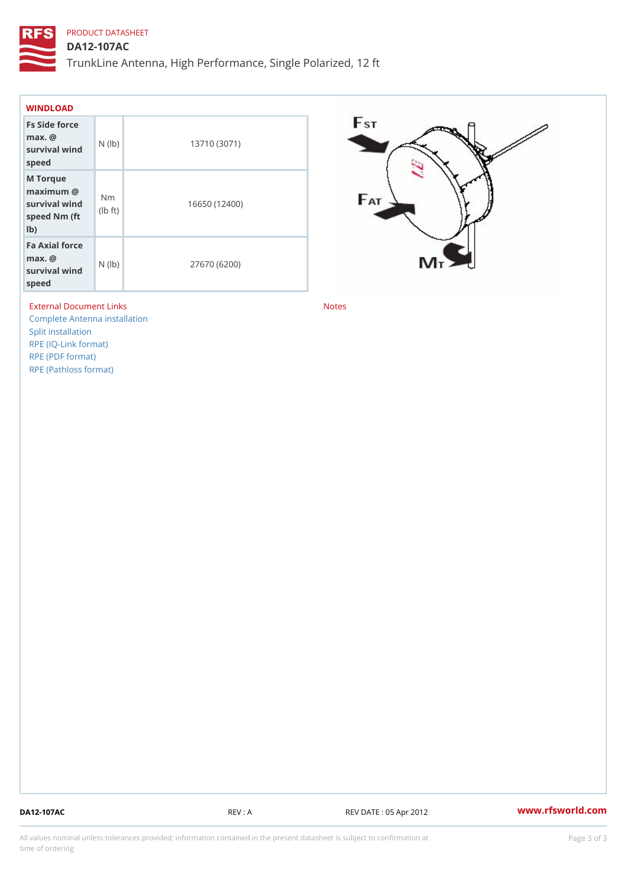PRODUCT DATASHEET

# DA12-107AC

TrunkLine Antenna, High Performance, Single Polarized, 12 ft

## WINDLOAD

| | | |
|---|---|---|
| Fs Side force max. @ survival wind speed | N (lb) | 13710 (3071) |
| M Torque maximum @ survival wind speed Nm (ft lb) | Nm (lb ft) | 16650 (12400) |
| Fa Axial force max. @ survival wind speed | N (lb) | 27670 (6200) |

FST

FAT

MT

External Document Links

Complete Antenna installation

Split installation

RPE (IQ-Link format)

RPE (PDF format)

RPE (Pathloss format)

Notes

DA12-107AC REV : A REV DATE : 05 Apr 2012 www.rfsworld.com

All values nominal unless tolerances provided; information contained in the present datasheet is subject to confirmation at time of ordering